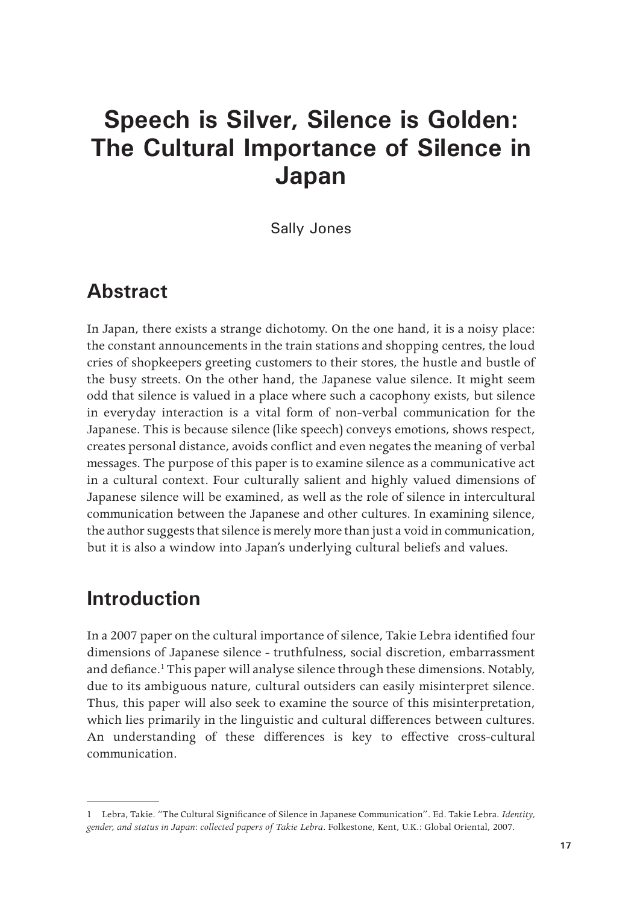# Speech is Silver, Silence is Golden: The Cultural Importance of Silence in Japan

Sally Jones

## Abstract

In Japan, there exists a strange dichotomy. On the one hand, it is a noisy place: the constant announcements in the train stations and shopping centres, the loud cries of shopkeepers greeting customers to their stores, the hustle and bustle of the busy streets. On the other hand, the Japanese value silence. It might seem odd that silence is valued in a place where such a cacophony exists, but silence in everyday interaction is a vital form of non-verbal communication for the Japanese. This is because silence (like speech) conveys emotions, shows respect, creates personal distance, avoids conflict and even negates the meaning of verbal messages. The purpose of this paper is to examine silence as a communicative act in a cultural context. Four culturally salient and highly valued dimensions of Japanese silence will be examined, as well as the role of silence in intercultural communication between the Japanese and other cultures. In examining silence, the author suggests that silence is merely more than just a void in communication, but it is also a window into Japan's underlying cultural beliefs and values.

## Introduction

In a 2007 paper on the cultural importance of silence, Takie Lebra identified four dimensions of Japanese silence - truthfulness, social discretion, embarrassment and defiance.[1] This paper will analyse silence through these dimensions. Notably, due to its ambiguous nature, cultural outsiders can easily misinterpret silence. Thus, this paper will also seek to examine the source of this misinterpretation, which lies primarily in the linguistic and cultural differences between cultures. An understanding of these differences is key to effective cross-cultural communication.

---

1 Lebra, Takie. "The Cultural Significance of Silence in Japanese Communication". Ed. Takie Lebra. *Identity, gender, and status in Japan: collected papers of Takie Lebra*. Folkestone, Kent, U.K.: Global Oriental, 2007.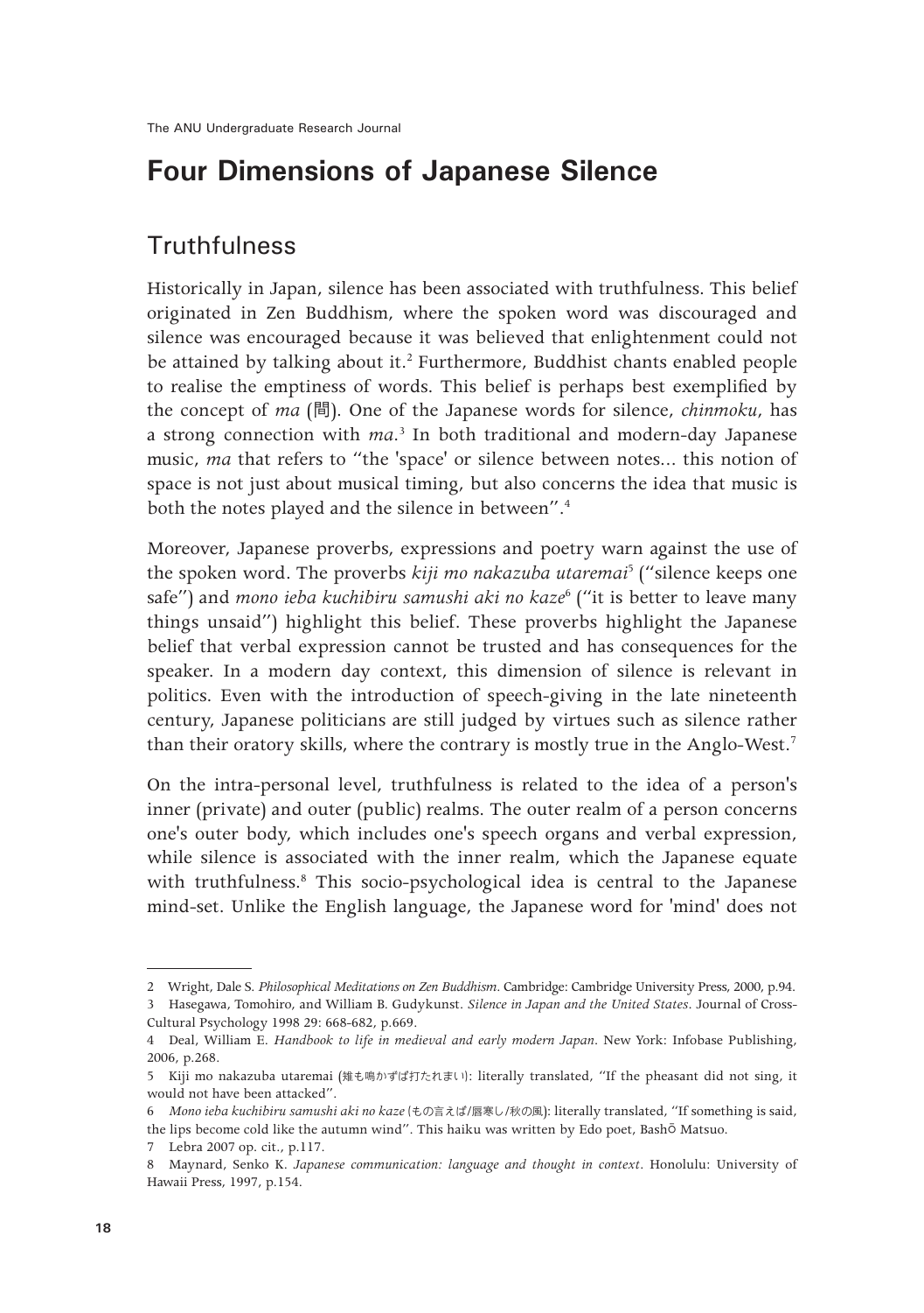# Four Dimensions of Japanese Silence

## Truthfulness

Historically in Japan, silence has been associated with truthfulness. This belief originated in Zen Buddhism, where the spoken word was discouraged and silence was encouraged because it was believed that enlightenment could not be attained by talking about it.[2] Furthermore, Buddhist chants enabled people to realise the emptiness of words. This belief is perhaps best exemplified by the concept of *ma* (間). One of the Japanese words for silence, *chinmoku*, has a strong connection with *ma*.[3] In both traditional and modern-day Japanese music, *ma* that refers to "the 'space' or silence between notes… this notion of space is not just about musical timing, but also concerns the idea that music is both the notes played and the silence in between".[4]

Moreover, Japanese proverbs, expressions and poetry warn against the use of the spoken word. The proverbs *kiji mo nakazuba utaremai*[5] ("silence keeps one safe") and *mono ieba kuchibiru samushi aki no kaze*[6] ("it is better to leave many things unsaid") highlight this belief. These proverbs highlight the Japanese belief that verbal expression cannot be trusted and has consequences for the speaker. In a modern day context, this dimension of silence is relevant in politics. Even with the introduction of speech-giving in the late nineteenth century, Japanese politicians are still judged by virtues such as silence rather than their oratory skills, where the contrary is mostly true in the Anglo-West.[7]

On the intra-personal level, truthfulness is related to the idea of a person's inner (private) and outer (public) realms. The outer realm of a person concerns one's outer body, which includes one's speech organs and verbal expression, while silence is associated with the inner realm, which the Japanese equate with truthfulness.[8] This socio-psychological idea is central to the Japanese mind-set. Unlike the English language, the Japanese word for 'mind' does not

---

2 Wright, Dale S. *Philosophical Meditations on Zen Buddhism*. Cambridge: Cambridge University Press, 2000, p.94.

3 Hasegawa, Tomohiro, and William B. Gudykunst. *Silence in Japan and the United States*. Journal of Cross-Cultural Psychology 1998 29: 668-682, p.669.

4 Deal, William E. *Handbook to life in medieval and early modern Japan*. New York: Infobase Publishing, 2006, p.268.

5 Kiji mo nakazuba utaremai (雉も鳴かずば打たれまい): literally translated, "If the pheasant did not sing, it would not have been attacked".

6 *Mono ieba kuchibiru samushi aki no kaze* (もの言えば/唇寒し/秋の風): literally translated, "If something is said, the lips become cold like the autumn wind". This haiku was written by Edo poet, Bashō Matsuo.

7 Lebra 2007 op. cit., p.117.

8 Maynard, Senko K. *Japanese communication: language and thought in context*. Honolulu: University of Hawaii Press, 1997, p.154.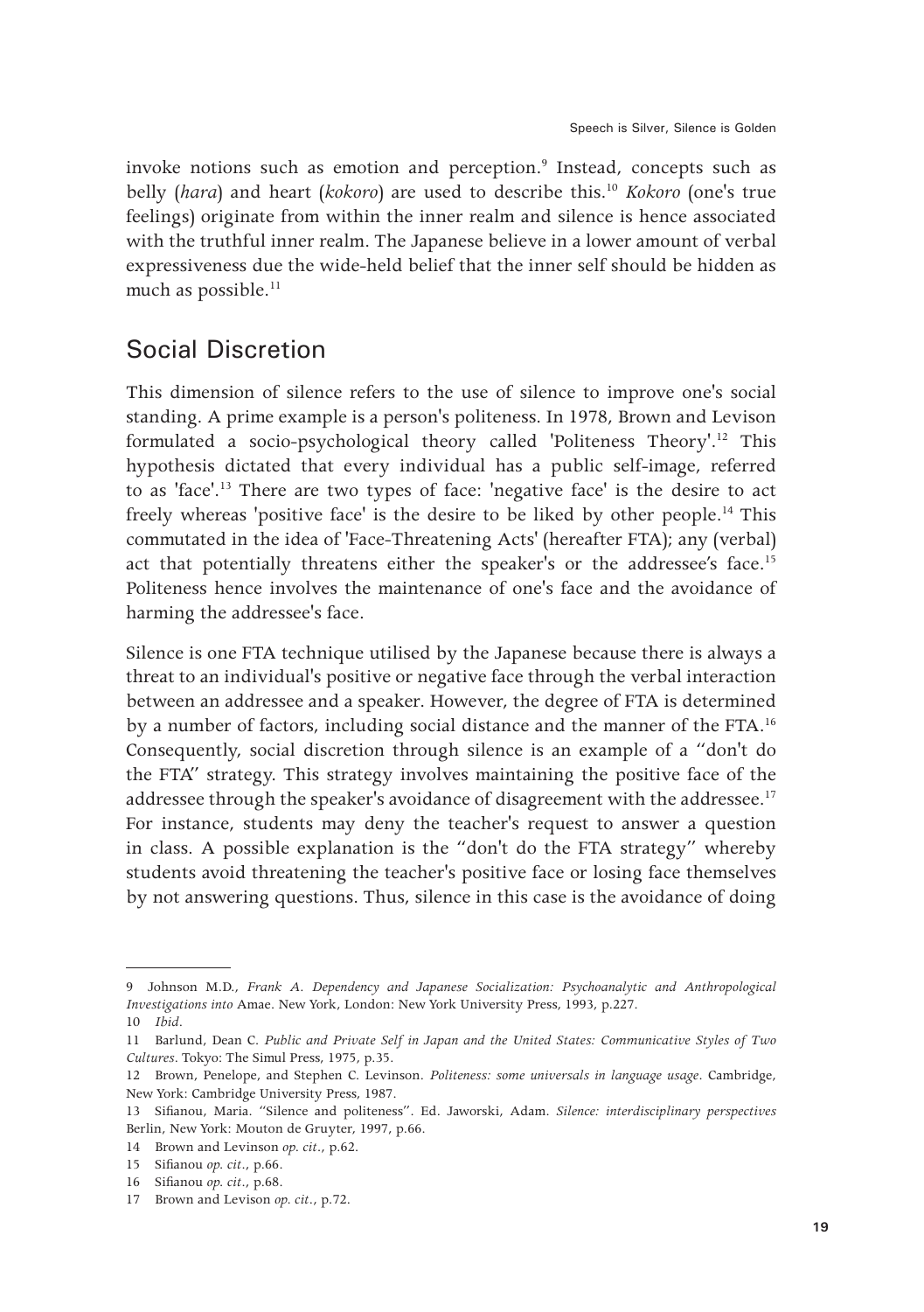invoke notions such as emotion and perception.[9] Instead, concepts such as belly (*hara*) and heart (*kokoro*) are used to describe this.[10] *Kokoro* (one's true feelings) originate from within the inner realm and silence is hence associated with the truthful inner realm. The Japanese believe in a lower amount of verbal expressiveness due the wide-held belief that the inner self should be hidden as much as possible.[11]

## Social Discretion

This dimension of silence refers to the use of silence to improve one's social standing. A prime example is a person's politeness. In 1978, Brown and Levison formulated a socio-psychological theory called 'Politeness Theory'.[12] This hypothesis dictated that every individual has a public self-image, referred to as 'face'.[13] There are two types of face: 'negative face' is the desire to act freely whereas 'positive face' is the desire to be liked by other people.[14] This commutated in the idea of 'Face-Threatening Acts' (hereafter FTA); any (verbal) act that potentially threatens either the speaker's or the addressee's face.[15] Politeness hence involves the maintenance of one's face and the avoidance of harming the addressee's face.

Silence is one FTA technique utilised by the Japanese because there is always a threat to an individual's positive or negative face through the verbal interaction between an addressee and a speaker. However, the degree of FTA is determined by a number of factors, including social distance and the manner of the FTA.[16] Consequently, social discretion through silence is an example of a "don't do the FTA" strategy. This strategy involves maintaining the positive face of the addressee through the speaker's avoidance of disagreement with the addressee.[17] For instance, students may deny the teacher's request to answer a question in class. A possible explanation is the "don't do the FTA strategy" whereby students avoid threatening the teacher's positive face or losing face themselves by not answering questions. Thus, silence in this case is the avoidance of doing

---

9 Johnson M.D., *Frank A. Dependency and Japanese Socialization: Psychoanalytic and Anthropological Investigations into* Amae. New York, London: New York University Press, 1993, p.227.

10 *Ibid*.

11 Barlund, Dean C. *Public and Private Self in Japan and the United States: Communicative Styles of Two Cultures*. Tokyo: The Simul Press, 1975, p.35.

12 Brown, Penelope, and Stephen C. Levinson. *Politeness: some universals in language usage*. Cambridge, New York: Cambridge University Press, 1987.

13 Sifianou, Maria. "Silence and politeness". Ed. Jaworski, Adam. *Silence: interdisciplinary perspectives* Berlin, New York: Mouton de Gruyter, 1997, p.66.

14 Brown and Levinson *op. cit*., p.62.

15 Sifianou *op. cit*., p.66.

16 Sifianou *op. cit*., p.68.

17 Brown and Levison *op. cit.*, p.72.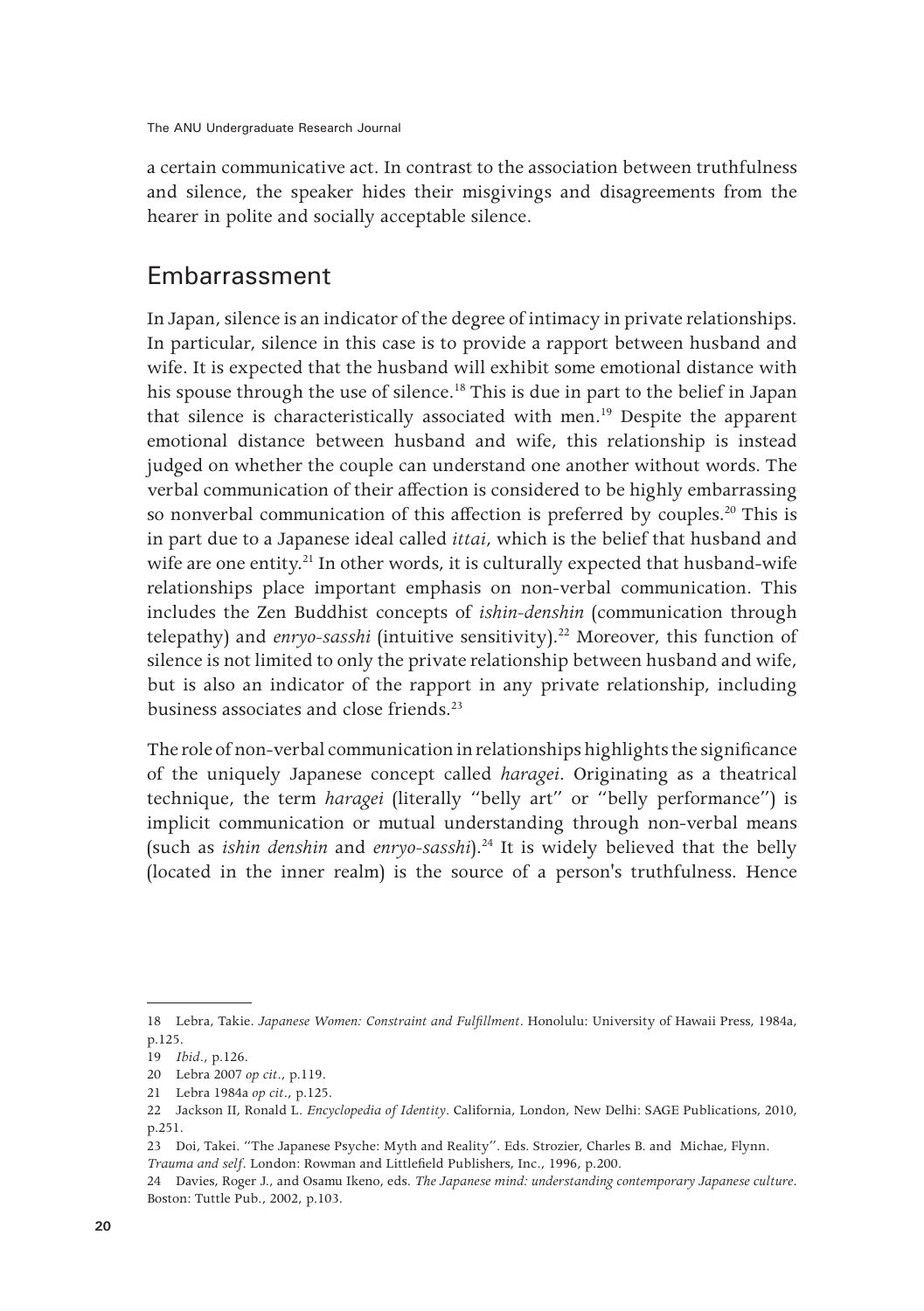a certain communicative act. In contrast to the association between truthfulness and silence, the speaker hides their misgivings and disagreements from the hearer in polite and socially acceptable silence.

## Embarrassment

In Japan, silence is an indicator of the degree of intimacy in private relationships. In particular, silence in this case is to provide a rapport between husband and wife. It is expected that the husband will exhibit some emotional distance with his spouse through the use of silence.[18] This is due in part to the belief in Japan that silence is characteristically associated with men.[19] Despite the apparent emotional distance between husband and wife, this relationship is instead judged on whether the couple can understand one another without words. The verbal communication of their affection is considered to be highly embarrassing so nonverbal communication of this affection is preferred by couples.[20] This is in part due to a Japanese ideal called *ittai*, which is the belief that husband and wife are one entity.[21] In other words, it is culturally expected that husband-wife relationships place important emphasis on non-verbal communication. This includes the Zen Buddhist concepts of *ishin-denshin* (communication through telepathy) and *enryo-sasshi* (intuitive sensitivity).[22] Moreover, this function of silence is not limited to only the private relationship between husband and wife, but is also an indicator of the rapport in any private relationship, including business associates and close friends.[23]

The role of non-verbal communication in relationships highlights the significance of the uniquely Japanese concept called *haragei*. Originating as a theatrical technique, the term *haragei* (literally "belly art" or "belly performance") is implicit communication or mutual understanding through non-verbal means (such as *ishin denshin* and *enryo-sasshi*).[24] It is widely believed that the belly (located in the inner realm) is the source of a person's truthfulness. Hence

---

18 Lebra, Takie. *Japanese Women: Constraint and Fulfillment*. Honolulu: University of Hawaii Press, 1984a, p.125.

19 *Ibid*., p.126.

20 Lebra 2007 *op cit*., p.119.

21 Lebra 1984a *op cit*., p.125.

22 Jackson II, Ronald L. *Encyclopedia of Identity*. California, London, New Delhi: SAGE Publications, 2010, p.251.

23 Doi, Takei. "The Japanese Psyche: Myth and Reality". Eds. Strozier, Charles B. and Michae, Flynn. *Trauma and self*. London: Rowman and Littlefield Publishers, Inc., 1996, p.200.

24 Davies, Roger J., and Osamu Ikeno, eds. *The Japanese mind: understanding contemporary Japanese culture*. Boston: Tuttle Pub., 2002, p.103.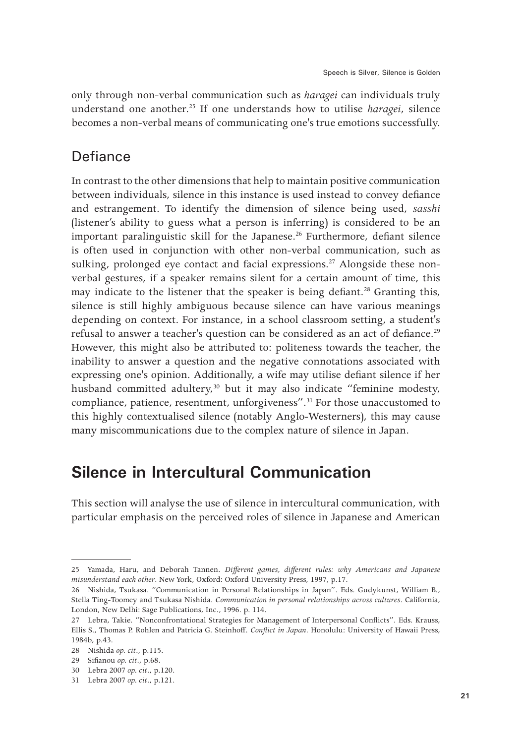only through non-verbal communication such as *haragei* can individuals truly understand one another.[25] If one understands how to utilise *haragei*, silence becomes a non-verbal means of communicating one's true emotions successfully.

### Defiance

In contrast to the other dimensions that help to maintain positive communication between individuals, silence in this instance is used instead to convey defiance and estrangement. To identify the dimension of silence being used, *sasshi* (listener's ability to guess what a person is inferring) is considered to be an important paralinguistic skill for the Japanese.[26] Furthermore, defiant silence is often used in conjunction with other non-verbal communication, such as sulking, prolonged eye contact and facial expressions.[27] Alongside these non-verbal gestures, if a speaker remains silent for a certain amount of time, this may indicate to the listener that the speaker is being defiant.[28] Granting this, silence is still highly ambiguous because silence can have various meanings depending on context. For instance, in a school classroom setting, a student's refusal to answer a teacher's question can be considered as an act of defiance.[29] However, this might also be attributed to: politeness towards the teacher, the inability to answer a question and the negative connotations associated with expressing one's opinion. Additionally, a wife may utilise defiant silence if her husband committed adultery,[30] but it may also indicate "feminine modesty, compliance, patience, resentment, unforgiveness".[31] For those unaccustomed to this highly contextualised silence (notably Anglo-Westerners), this may cause many miscommunications due to the complex nature of silence in Japan.

## Silence in Intercultural Communication

This section will analyse the use of silence in intercultural communication, with particular emphasis on the perceived roles of silence in Japanese and American

---

25 Yamada, Haru, and Deborah Tannen. *Different games, different rules: why Americans and Japanese misunderstand each other*. New York, Oxford: Oxford University Press, 1997, p.17.

26 Nishida, Tsukasa. "Communication in Personal Relationships in Japan". Eds. Gudykunst, William B., Stella Ting-Toomey and Tsukasa Nishida. *Communication in personal relationships across cultures*. California, London, New Delhi: Sage Publications, Inc., 1996. p. 114.

27 Lebra, Takie. "Nonconfrontational Strategies for Management of Interpersonal Conflicts". Eds. Krauss, Ellis S., Thomas P. Rohlen and Patricia G. Steinhoff. *Conflict in Japan*. Honolulu: University of Hawaii Press, 1984b, p.43.

28 Nishida *op. cit.*, p.115.

29 Sifianou *op. cit.*, p.68.

30 Lebra 2007 *op. cit.*, p.120.

31 Lebra 2007 *op. cit.*, p.121.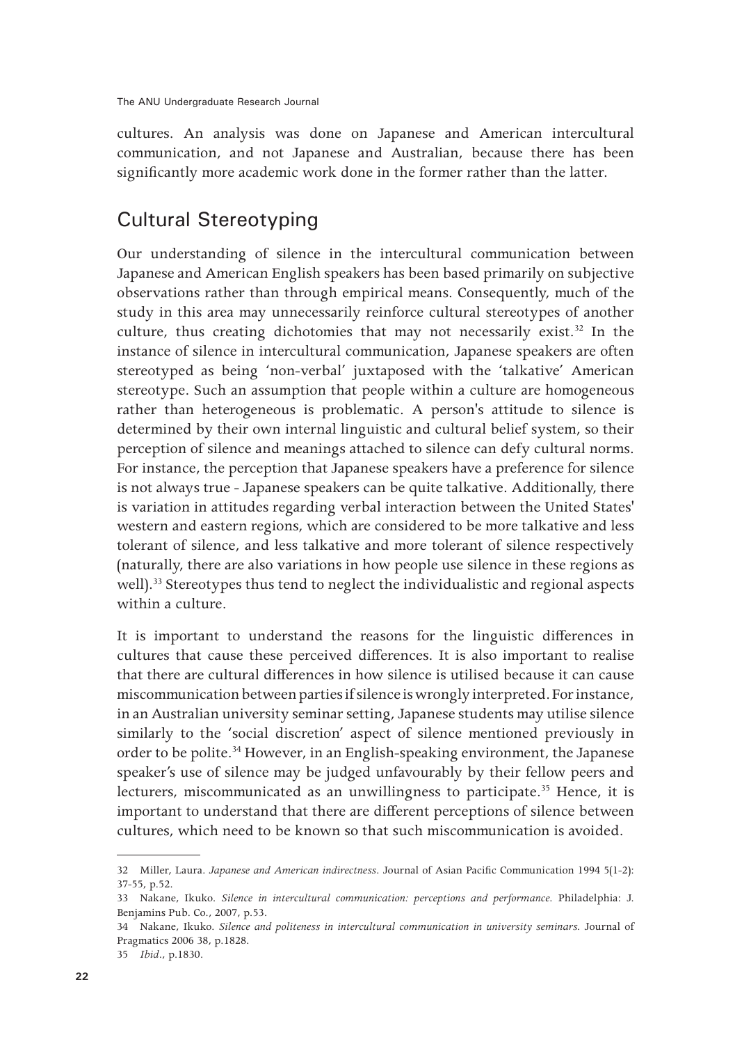cultures. An analysis was done on Japanese and American intercultural communication, and not Japanese and Australian, because there has been significantly more academic work done in the former rather than the latter.

## Cultural Stereotyping

Our understanding of silence in the intercultural communication between Japanese and American English speakers has been based primarily on subjective observations rather than through empirical means. Consequently, much of the study in this area may unnecessarily reinforce cultural stereotypes of another culture, thus creating dichotomies that may not necessarily exist.[32] In the instance of silence in intercultural communication, Japanese speakers are often stereotyped as being 'non-verbal' juxtaposed with the 'talkative' American stereotype. Such an assumption that people within a culture are homogeneous rather than heterogeneous is problematic. A person's attitude to silence is determined by their own internal linguistic and cultural belief system, so their perception of silence and meanings attached to silence can defy cultural norms. For instance, the perception that Japanese speakers have a preference for silence is not always true - Japanese speakers can be quite talkative. Additionally, there is variation in attitudes regarding verbal interaction between the United States' western and eastern regions, which are considered to be more talkative and less tolerant of silence, and less talkative and more tolerant of silence respectively (naturally, there are also variations in how people use silence in these regions as well).[33] Stereotypes thus tend to neglect the individualistic and regional aspects within a culture.

It is important to understand the reasons for the linguistic differences in cultures that cause these perceived differences. It is also important to realise that there are cultural differences in how silence is utilised because it can cause miscommunication between parties if silence is wrongly interpreted. For instance, in an Australian university seminar setting, Japanese students may utilise silence similarly to the 'social discretion' aspect of silence mentioned previously in order to be polite.[34] However, in an English-speaking environment, the Japanese speaker's use of silence may be judged unfavourably by their fellow peers and lecturers, miscommunicated as an unwillingness to participate.[35] Hence, it is important to understand that there are different perceptions of silence between cultures, which need to be known so that such miscommunication is avoided.

---

32 Miller, Laura. *Japanese and American indirectness*. Journal of Asian Pacific Communication 1994 5(1-2): 37-55, p.52.

33 Nakane, Ikuko. *Silence in intercultural communication: perceptions and performance.* Philadelphia: J. Benjamins Pub. Co., 2007, p.53.

34 Nakane, Ikuko. *Silence and politeness in intercultural communication in university seminars.* Journal of Pragmatics 2006 38, p.1828.

35 *Ibid*., p.1830.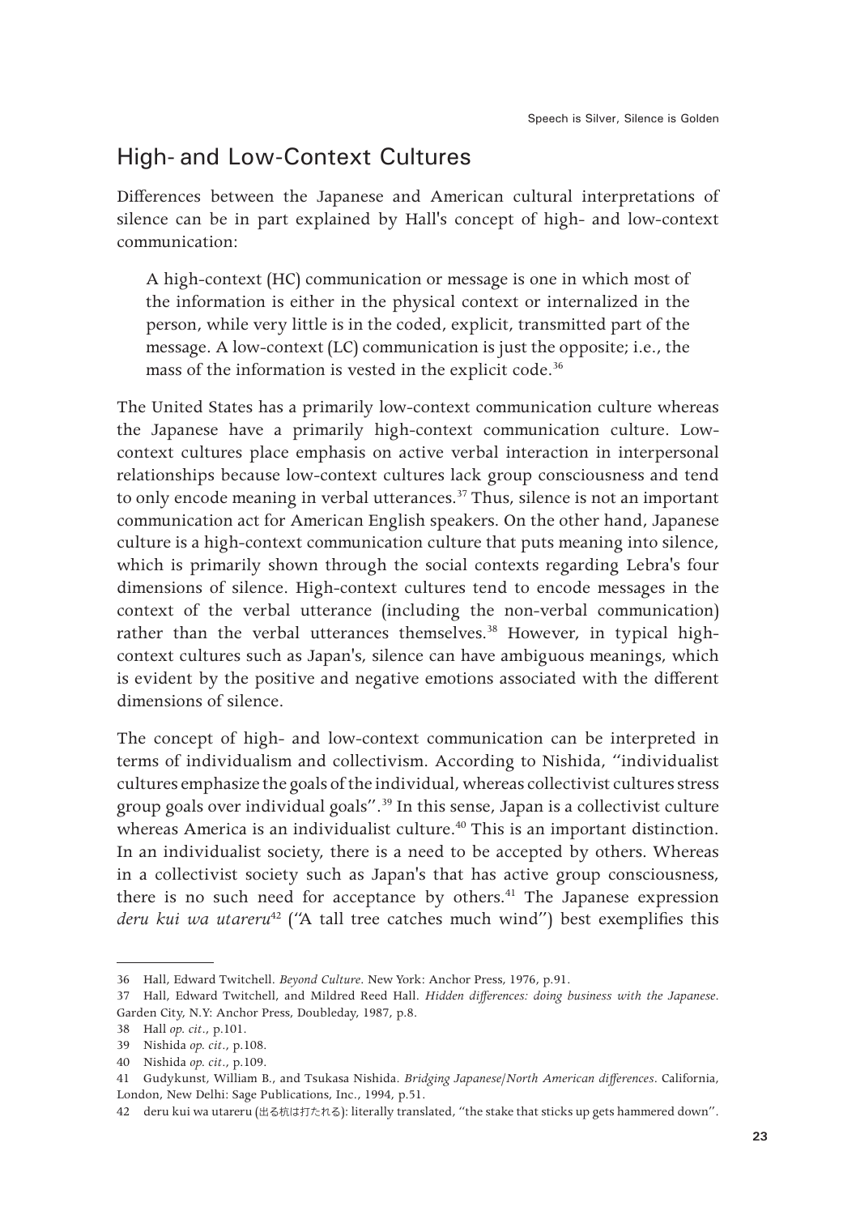## High- and Low-Context Cultures

Differences between the Japanese and American cultural interpretations of silence can be in part explained by Hall's concept of high- and low-context communication:

> A high-context (HC) communication or message is one in which most of the information is either in the physical context or internalized in the person, while very little is in the coded, explicit, transmitted part of the message. A low-context (LC) communication is just the opposite; i.e., the mass of the information is vested in the explicit code.[36]

The United States has a primarily low-context communication culture whereas the Japanese have a primarily high-context communication culture. Low-context cultures place emphasis on active verbal interaction in interpersonal relationships because low-context cultures lack group consciousness and tend to only encode meaning in verbal utterances.[37] Thus, silence is not an important communication act for American English speakers. On the other hand, Japanese culture is a high-context communication culture that puts meaning into silence, which is primarily shown through the social contexts regarding Lebra's four dimensions of silence. High-context cultures tend to encode messages in the context of the verbal utterance (including the non-verbal communication) rather than the verbal utterances themselves.[38] However, in typical high-context cultures such as Japan's, silence can have ambiguous meanings, which is evident by the positive and negative emotions associated with the different dimensions of silence.

The concept of high- and low-context communication can be interpreted in terms of individualism and collectivism. According to Nishida, "individualist cultures emphasize the goals of the individual, whereas collectivist cultures stress group goals over individual goals".[39] In this sense, Japan is a collectivist culture whereas America is an individualist culture.[40] This is an important distinction. In an individualist society, there is a need to be accepted by others. Whereas in a collectivist society such as Japan's that has active group consciousness, there is no such need for acceptance by others.[41] The Japanese expression *deru kui wa utareru*[42] ("A tall tree catches much wind") best exemplifies this

---

36 Hall, Edward Twitchell. *Beyond Culture*. New York: Anchor Press, 1976, p.91.

37 Hall, Edward Twitchell, and Mildred Reed Hall. *Hidden differences: doing business with the Japanese*. Garden City, N.Y: Anchor Press, Doubleday, 1987, p.8.

38 Hall *op. cit.*, p.101.

39 Nishida *op. cit.*, p.108.

40 Nishida *op. cit.*, p.109.

41 Gudykunst, William B., and Tsukasa Nishida. *Bridging Japanese/North American differences*. California, London, New Delhi: Sage Publications, Inc., 1994, p.51.

42 deru kui wa utareru (出る杭は打たれる): literally translated, "the stake that sticks up gets hammered down".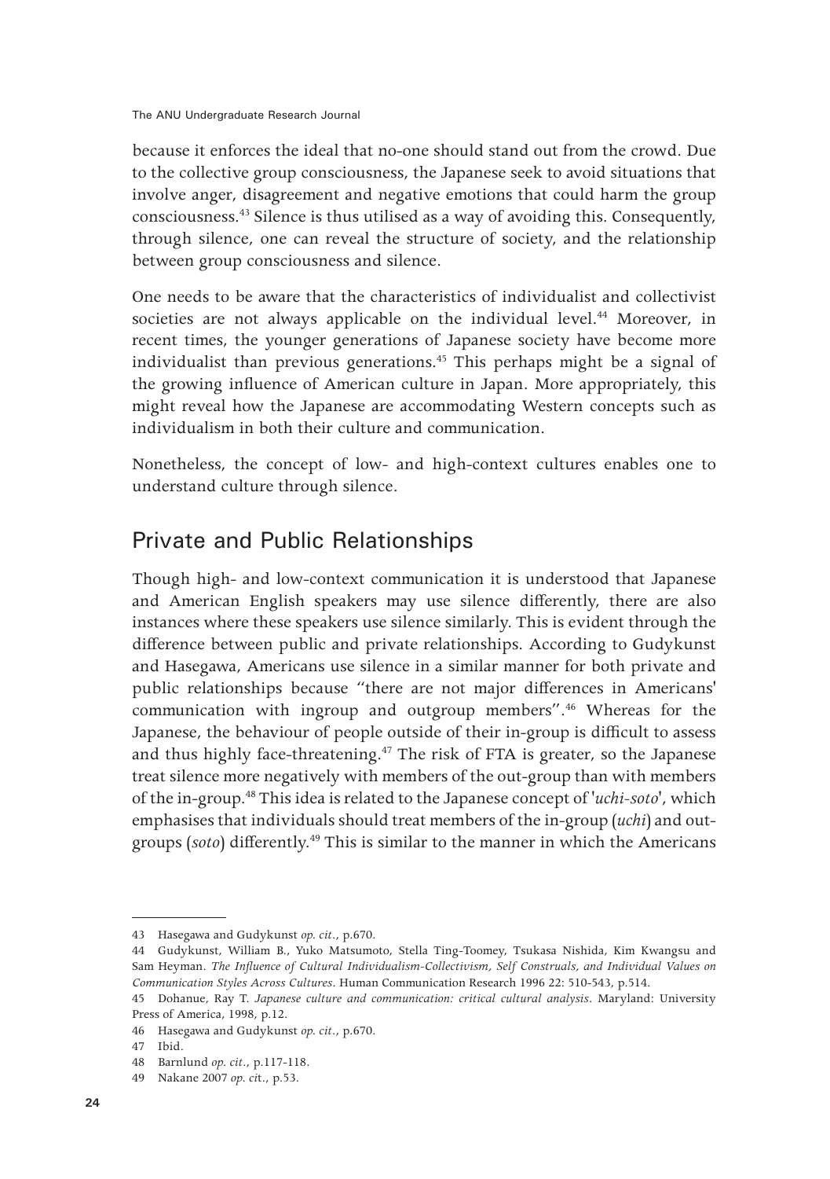because it enforces the ideal that no-one should stand out from the crowd. Due to the collective group consciousness, the Japanese seek to avoid situations that involve anger, disagreement and negative emotions that could harm the group consciousness.[43] Silence is thus utilised as a way of avoiding this. Consequently, through silence, one can reveal the structure of society, and the relationship between group consciousness and silence.

One needs to be aware that the characteristics of individualist and collectivist societies are not always applicable on the individual level.[44] Moreover, in recent times, the younger generations of Japanese society have become more individualist than previous generations.[45] This perhaps might be a signal of the growing influence of American culture in Japan. More appropriately, this might reveal how the Japanese are accommodating Western concepts such as individualism in both their culture and communication.

Nonetheless, the concept of low- and high-context cultures enables one to understand culture through silence.

## Private and Public Relationships

Though high- and low-context communication it is understood that Japanese and American English speakers may use silence differently, there are also instances where these speakers use silence similarly. This is evident through the difference between public and private relationships. According to Gudykunst and Hasegawa, Americans use silence in a similar manner for both private and public relationships because "there are not major differences in Americans' communication with ingroup and outgroup members".[46] Whereas for the Japanese, the behaviour of people outside of their in-group is difficult to assess and thus highly face-threatening.[47] The risk of FTA is greater, so the Japanese treat silence more negatively with members of the out-group than with members of the in-group.[48] This idea is related to the Japanese concept of '*uchi-soto*', which emphasises that individuals should treat members of the in-group (*uchi*) and out-groups (*soto*) differently.[49] This is similar to the manner in which the Americans

---

43 Hasegawa and Gudykunst *op. cit.*, p.670.

44 Gudykunst, William B., Yuko Matsumoto, Stella Ting-Toomey, Tsukasa Nishida, Kim Kwangsu and Sam Heyman. *The Influence of Cultural Individualism-Collectivism, Self Construals, and Individual Values on Communication Styles Across Cultures*. Human Communication Research 1996 22: 510-543, p.514.

45 Dohanue, Ray T. *Japanese culture and communication: critical cultural analysis*. Maryland: University Press of America, 1998, p.12.

46 Hasegawa and Gudykunst *op. cit.*, p.670.

47 Ibid.

48 Barnlund *op. cit.*, p.117-118.

49 Nakane 2007 *op. cit.*, p.53.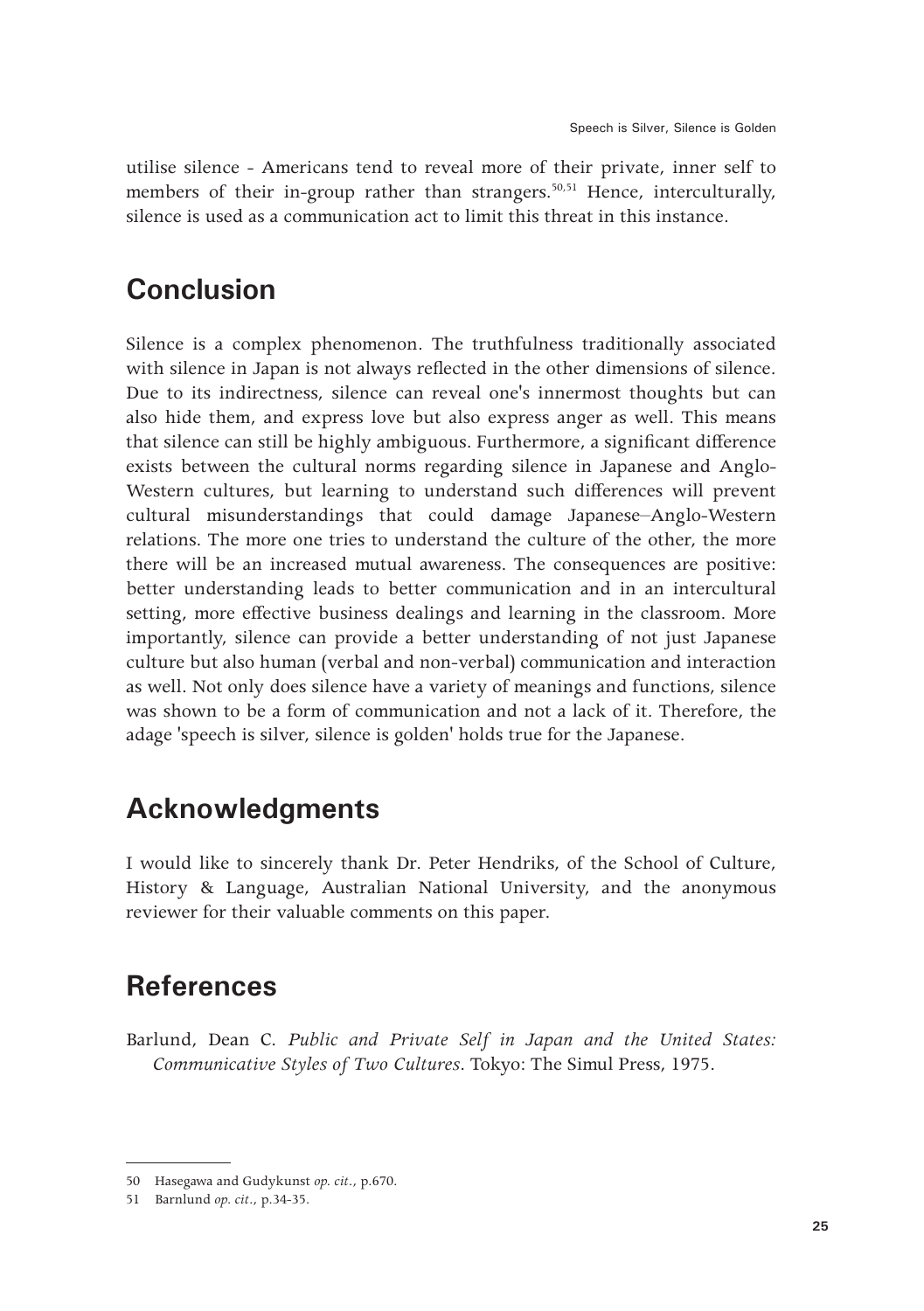utilise silence - Americans tend to reveal more of their private, inner self to members of their in-group rather than strangers.[50,51] Hence, interculturally, silence is used as a communication act to limit this threat in this instance.

## Conclusion

Silence is a complex phenomenon. The truthfulness traditionally associated with silence in Japan is not always reflected in the other dimensions of silence. Due to its indirectness, silence can reveal one's innermost thoughts but can also hide them, and express love but also express anger as well. This means that silence can still be highly ambiguous. Furthermore, a significant difference exists between the cultural norms regarding silence in Japanese and Anglo-Western cultures, but learning to understand such differences will prevent cultural misunderstandings that could damage Japanese–Anglo-Western relations. The more one tries to understand the culture of the other, the more there will be an increased mutual awareness. The consequences are positive: better understanding leads to better communication and in an intercultural setting, more effective business dealings and learning in the classroom. More importantly, silence can provide a better understanding of not just Japanese culture but also human (verbal and non-verbal) communication and interaction as well. Not only does silence have a variety of meanings and functions, silence was shown to be a form of communication and not a lack of it. Therefore, the adage 'speech is silver, silence is golden' holds true for the Japanese.

## Acknowledgments

I would like to sincerely thank Dr. Peter Hendriks, of the School of Culture, History & Language, Australian National University, and the anonymous reviewer for their valuable comments on this paper.

## References

Barlund, Dean C. *Public and Private Self in Japan and the United States: Communicative Styles of Two Cultures*. Tokyo: The Simul Press, 1975.

---

50 Hasegawa and Gudykunst *op. cit.*, p.670.

51 Barnlund *op. cit.*, p.34-35.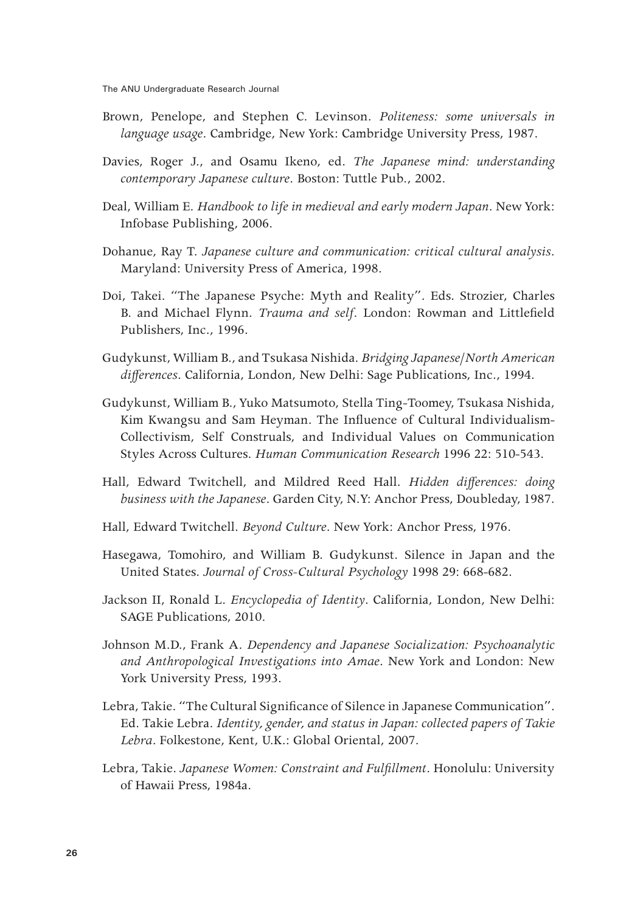Brown, Penelope, and Stephen C. Levinson. *Politeness: some universals in language usage*. Cambridge, New York: Cambridge University Press, 1987.

Davies, Roger J., and Osamu Ikeno, ed. *The Japanese mind: understanding contemporary Japanese culture*. Boston: Tuttle Pub., 2002.

Deal, William E. *Handbook to life in medieval and early modern Japan*. New York: Infobase Publishing, 2006.

Dohanue, Ray T. *Japanese culture and communication: critical cultural analysis*. Maryland: University Press of America, 1998.

Doi, Takei. "The Japanese Psyche: Myth and Reality". Eds. Strozier, Charles B. and Michael Flynn. *Trauma and self*. London: Rowman and Littlefield Publishers, Inc., 1996.

Gudykunst, William B., and Tsukasa Nishida. *Bridging Japanese/North American differences*. California, London, New Delhi: Sage Publications, Inc., 1994.

Gudykunst, William B., Yuko Matsumoto, Stella Ting-Toomey, Tsukasa Nishida, Kim Kwangsu and Sam Heyman. The Influence of Cultural Individualism-Collectivism, Self Construals, and Individual Values on Communication Styles Across Cultures. *Human Communication Research* 1996 22: 510-543.

Hall, Edward Twitchell, and Mildred Reed Hall. *Hidden differences: doing business with the Japanese*. Garden City, N.Y: Anchor Press, Doubleday, 1987.

Hall, Edward Twitchell. *Beyond Culture*. New York: Anchor Press, 1976.

Hasegawa, Tomohiro, and William B. Gudykunst. Silence in Japan and the United States. *Journal of Cross-Cultural Psychology* 1998 29: 668-682.

Jackson II, Ronald L. *Encyclopedia of Identity*. California, London, New Delhi: SAGE Publications, 2010.

Johnson M.D., Frank A. *Dependency and Japanese Socialization: Psychoanalytic and Anthropological Investigations into Amae*. New York and London: New York University Press, 1993.

Lebra, Takie. "The Cultural Significance of Silence in Japanese Communication". Ed. Takie Lebra. *Identity, gender, and status in Japan: collected papers of Takie Lebra*. Folkestone, Kent, U.K.: Global Oriental, 2007.

Lebra, Takie. *Japanese Women: Constraint and Fulfillment*. Honolulu: University of Hawaii Press, 1984a.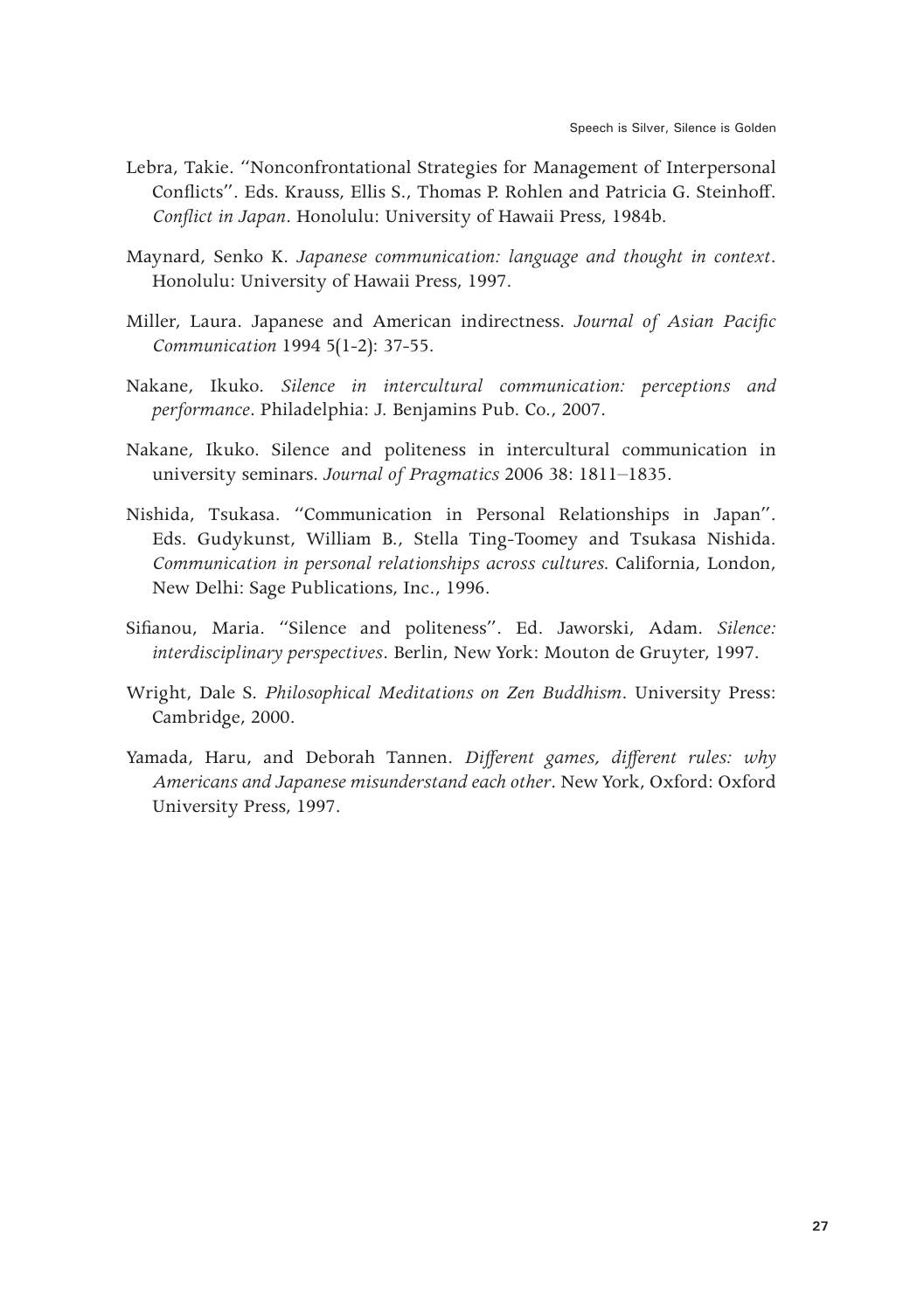Lebra, Takie. "Nonconfrontational Strategies for Management of Interpersonal Conflicts". Eds. Krauss, Ellis S., Thomas P. Rohlen and Patricia G. Steinhoff. *Conflict in Japan*. Honolulu: University of Hawaii Press, 1984b.

Maynard, Senko K. *Japanese communication: language and thought in context*. Honolulu: University of Hawaii Press, 1997.

Miller, Laura. Japanese and American indirectness. *Journal of Asian Pacific Communication* 1994 5(1-2): 37-55.

Nakane, Ikuko. *Silence in intercultural communication: perceptions and performance*. Philadelphia: J. Benjamins Pub. Co., 2007.

Nakane, Ikuko. Silence and politeness in intercultural communication in university seminars. *Journal of Pragmatics* 2006 38: 1811–1835.

Nishida, Tsukasa. "Communication in Personal Relationships in Japan". Eds. Gudykunst, William B., Stella Ting-Toomey and Tsukasa Nishida. *Communication in personal relationships across cultures*. California, London, New Delhi: Sage Publications, Inc., 1996.

Sifianou, Maria. "Silence and politeness". Ed. Jaworski, Adam. *Silence: interdisciplinary perspectives*. Berlin, New York: Mouton de Gruyter, 1997.

Wright, Dale S. *Philosophical Meditations on Zen Buddhism*. University Press: Cambridge, 2000.

Yamada, Haru, and Deborah Tannen. *Different games, different rules: why Americans and Japanese misunderstand each other*. New York, Oxford: Oxford University Press, 1997.